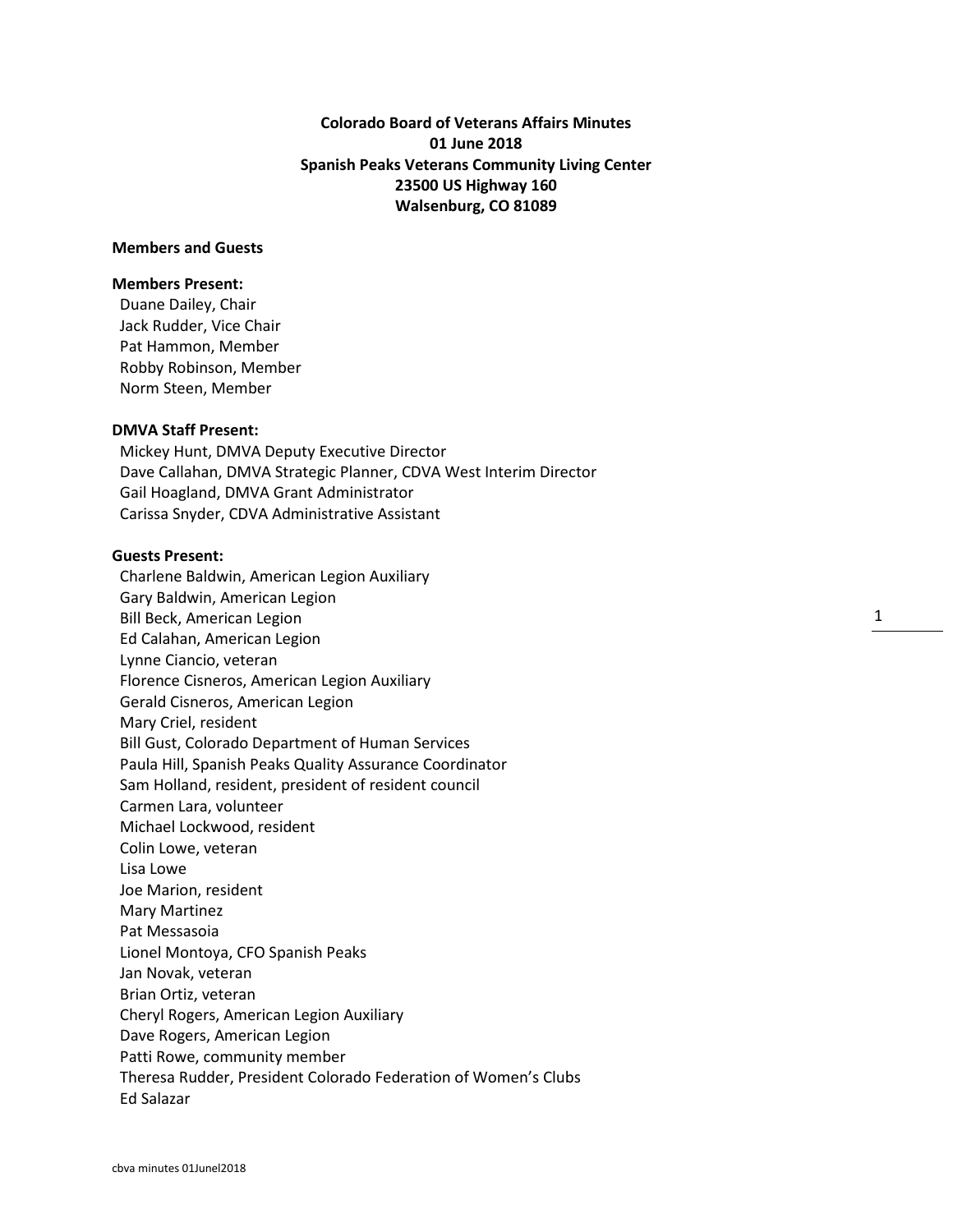**Colorado Board of Veterans Affairs Minutes**
**01 June 2018**
**Spanish Peaks Veterans Community Living Center**
**23500 US Highway 160**
**Walsenburg, CO 81089**

**Members and Guests**

**Members Present:**

Duane Dailey, Chair
Jack Rudder, Vice Chair
Pat Hammon, Member
Robby Robinson, Member
Norm Steen, Member

**DMVA Staff Present:**

Mickey Hunt, DMVA Deputy Executive Director
Dave Callahan, DMVA Strategic Planner, CDVA West Interim Director
Gail Hoagland, DMVA Grant Administrator
Carissa Snyder, CDVA Administrative Assistant

**Guests Present:**

Charlene Baldwin, American Legion Auxiliary
Gary Baldwin, American Legion
Bill Beck, American Legion
Ed Calahan, American Legion
Lynne Ciancio, veteran
Florence Cisneros, American Legion Auxiliary
Gerald Cisneros, American Legion
Mary Criel, resident
Bill Gust, Colorado Department of Human Services
Paula Hill, Spanish Peaks Quality Assurance Coordinator
Sam Holland, resident, president of resident council
Carmen Lara, volunteer
Michael Lockwood, resident
Colin Lowe, veteran
Lisa Lowe
Joe Marion, resident
Mary Martinez
Pat Messasoia
Lionel Montoya, CFO Spanish Peaks
Jan Novak, veteran
Brian Ortiz, veteran
Cheryl Rogers, American Legion Auxiliary
Dave Rogers, American Legion
Patti Rowe, community member
Theresa Rudder, President Colorado Federation of Women's Clubs
Ed Salazar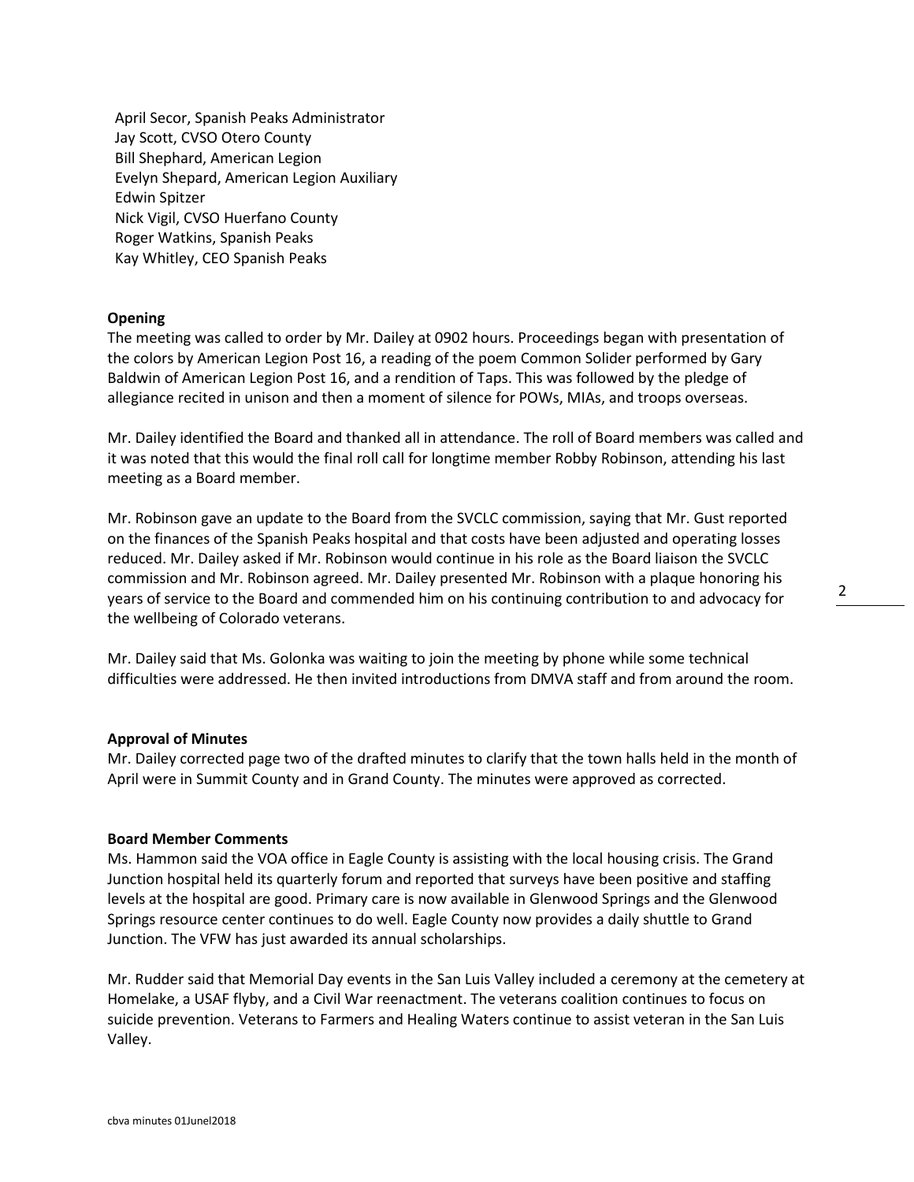April Secor, Spanish Peaks Administrator
Jay Scott, CVSO Otero County
Bill Shephard, American Legion
Evelyn Shepard, American Legion Auxiliary
Edwin Spitzer
Nick Vigil, CVSO Huerfano County
Roger Watkins, Spanish Peaks
Kay Whitley, CEO Spanish Peaks

**Opening**

The meeting was called to order by Mr. Dailey at 0902 hours. Proceedings began with presentation of the colors by American Legion Post 16, a reading of the poem Common Solider performed by Gary Baldwin of American Legion Post 16, and a rendition of Taps. This was followed by the pledge of allegiance recited in unison and then a moment of silence for POWs, MIAs, and troops overseas.

Mr. Dailey identified the Board and thanked all in attendance. The roll of Board members was called and it was noted that this would the final roll call for longtime member Robby Robinson, attending his last meeting as a Board member.

Mr. Robinson gave an update to the Board from the SVCLC commission, saying that Mr. Gust reported on the finances of the Spanish Peaks hospital and that costs have been adjusted and operating losses reduced. Mr. Dailey asked if Mr. Robinson would continue in his role as the Board liaison the SVCLC commission and Mr. Robinson agreed. Mr. Dailey presented Mr. Robinson with a plaque honoring his years of service to the Board and commended him on his continuing contribution to and advocacy for the wellbeing of Colorado veterans.

Mr. Dailey said that Ms. Golonka was waiting to join the meeting by phone while some technical difficulties were addressed. He then invited introductions from DMVA staff and from around the room.

**Approval of Minutes**

Mr. Dailey corrected page two of the drafted minutes to clarify that the town halls held in the month of April were in Summit County and in Grand County. The minutes were approved as corrected.

**Board Member Comments**

Ms. Hammon said the VOA office in Eagle County is assisting with the local housing crisis. The Grand Junction hospital held its quarterly forum and reported that surveys have been positive and staffing levels at the hospital are good. Primary care is now available in Glenwood Springs and the Glenwood Springs resource center continues to do well. Eagle County now provides a daily shuttle to Grand Junction. The VFW has just awarded its annual scholarships.

Mr. Rudder said that Memorial Day events in the San Luis Valley included a ceremony at the cemetery at Homelake, a USAF flyby, and a Civil War reenactment. The veterans coalition continues to focus on suicide prevention. Veterans to Farmers and Healing Waters continue to assist veteran in the San Luis Valley.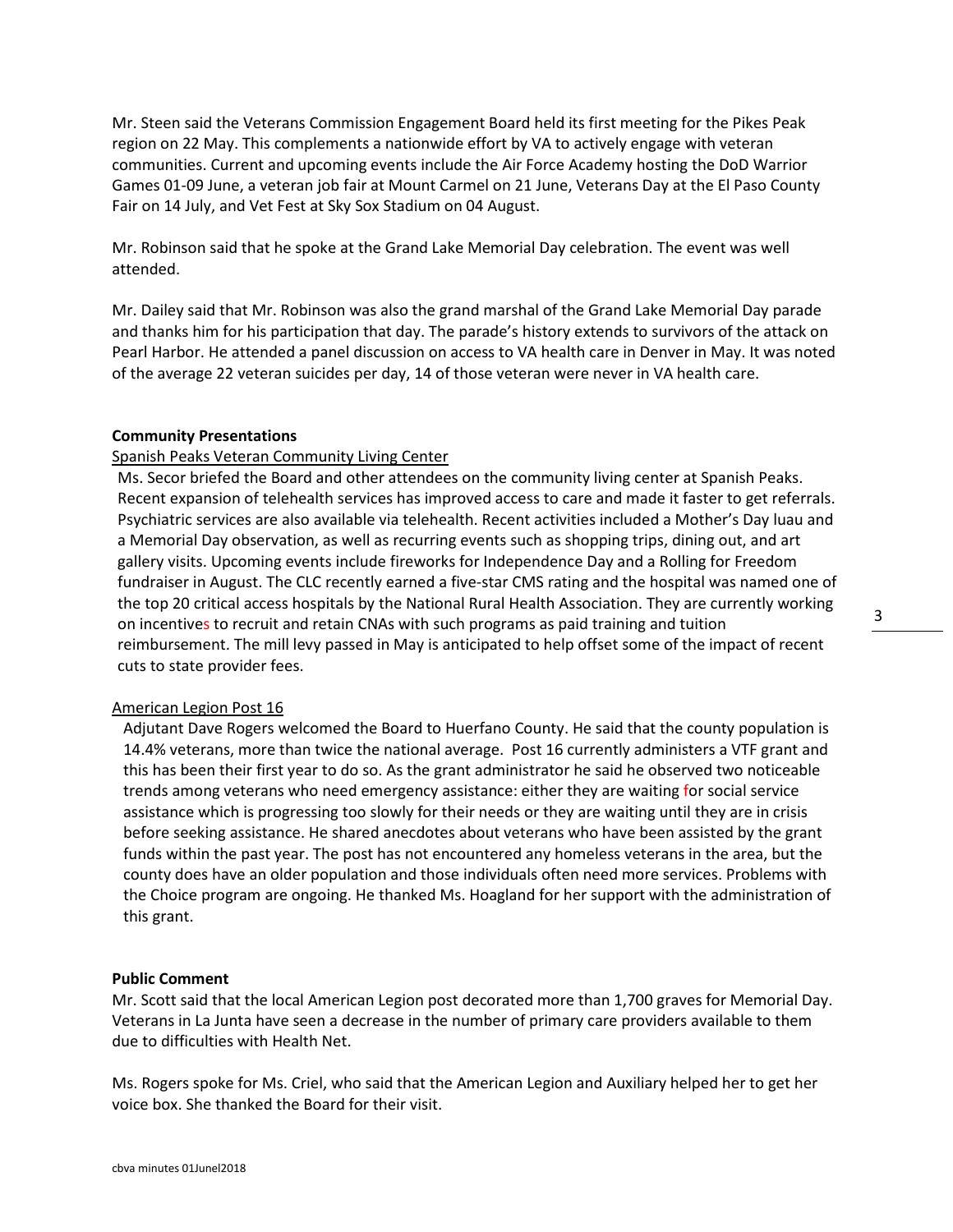Mr. Steen said the Veterans Commission Engagement Board held its first meeting for the Pikes Peak region on 22 May. This complements a nationwide effort by VA to actively engage with veteran communities. Current and upcoming events include the Air Force Academy hosting the DoD Warrior Games 01-09 June, a veteran job fair at Mount Carmel on 21 June, Veterans Day at the El Paso County Fair on 14 July, and Vet Fest at Sky Sox Stadium on 04 August.

Mr. Robinson said that he spoke at the Grand Lake Memorial Day celebration. The event was well attended.

Mr. Dailey said that Mr. Robinson was also the grand marshal of the Grand Lake Memorial Day parade and thanks him for his participation that day. The parade's history extends to survivors of the attack on Pearl Harbor. He attended a panel discussion on access to VA health care in Denver in May. It was noted of the average 22 veteran suicides per day, 14 of those veteran were never in VA health care.

**Community Presentations**

Spanish Peaks Veteran Community Living Center

Ms. Secor briefed the Board and other attendees on the community living center at Spanish Peaks. Recent expansion of telehealth services has improved access to care and made it faster to get referrals. Psychiatric services are also available via telehealth. Recent activities included a Mother's Day luau and a Memorial Day observation, as well as recurring events such as shopping trips, dining out, and art gallery visits. Upcoming events include fireworks for Independence Day and a Rolling for Freedom fundraiser in August. The CLC recently earned a five-star CMS rating and the hospital was named one of the top 20 critical access hospitals by the National Rural Health Association. They are currently working on incentives to recruit and retain CNAs with such programs as paid training and tuition reimbursement. The mill levy passed in May is anticipated to help offset some of the impact of recent cuts to state provider fees.

American Legion Post 16

Adjutant Dave Rogers welcomed the Board to Huerfano County. He said that the county population is 14.4% veterans, more than twice the national average. Post 16 currently administers a VTF grant and this has been their first year to do so. As the grant administrator he said he observed two noticeable trends among veterans who need emergency assistance: either they are waiting for social service assistance which is progressing too slowly for their needs or they are waiting until they are in crisis before seeking assistance. He shared anecdotes about veterans who have been assisted by the grant funds within the past year. The post has not encountered any homeless veterans in the area, but the county does have an older population and those individuals often need more services. Problems with the Choice program are ongoing. He thanked Ms. Hoagland for her support with the administration of this grant.

**Public Comment**

Mr. Scott said that the local American Legion post decorated more than 1,700 graves for Memorial Day. Veterans in La Junta have seen a decrease in the number of primary care providers available to them due to difficulties with Health Net.

Ms. Rogers spoke for Ms. Criel, who said that the American Legion and Auxiliary helped her to get her voice box. She thanked the Board for their visit.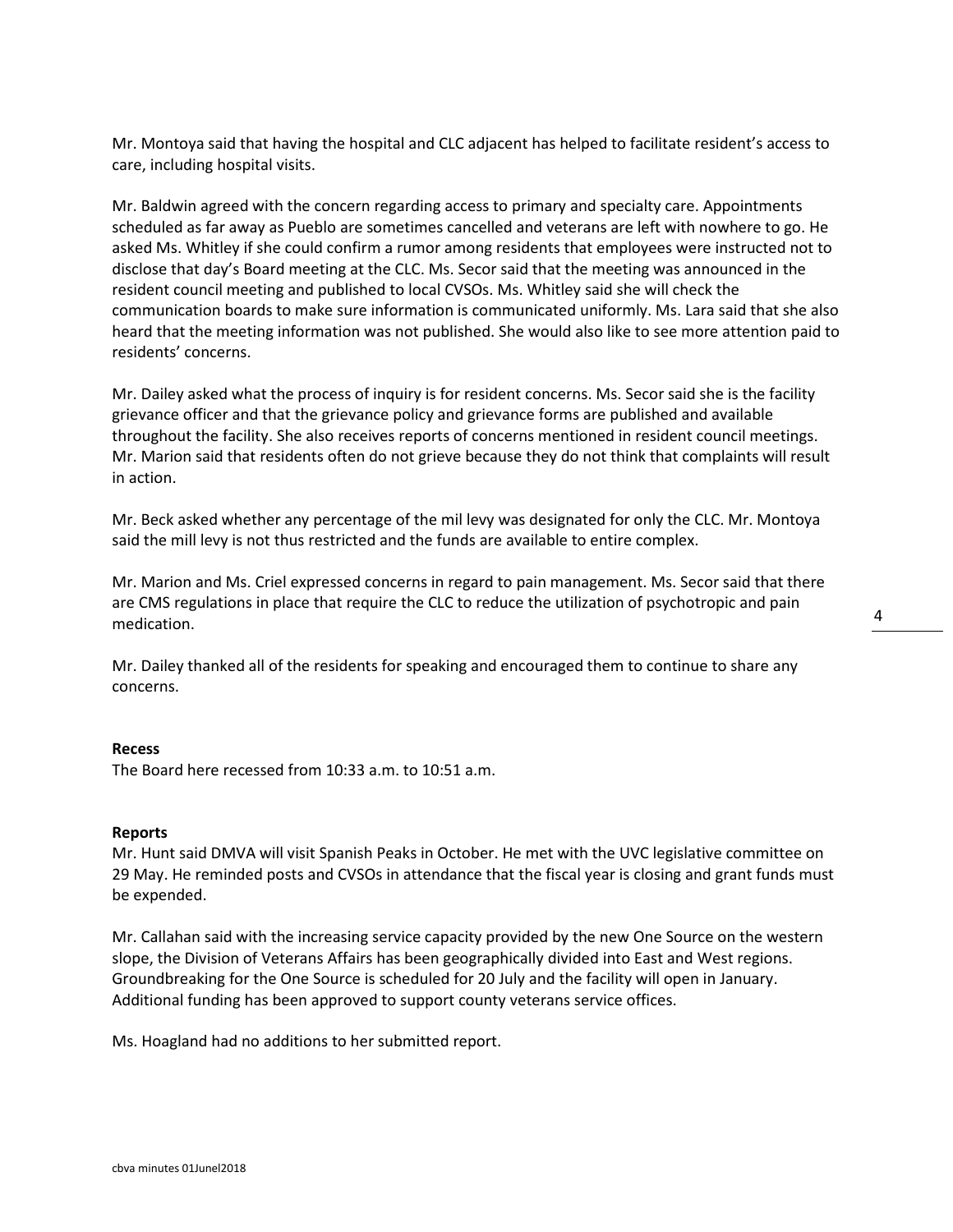Mr. Montoya said that having the hospital and CLC adjacent has helped to facilitate resident's access to care, including hospital visits.

Mr. Baldwin agreed with the concern regarding access to primary and specialty care. Appointments scheduled as far away as Pueblo are sometimes cancelled and veterans are left with nowhere to go. He asked Ms. Whitley if she could confirm a rumor among residents that employees were instructed not to disclose that day's Board meeting at the CLC. Ms. Secor said that the meeting was announced in the resident council meeting and published to local CVSOs. Ms. Whitley said she will check the communication boards to make sure information is communicated uniformly. Ms. Lara said that she also heard that the meeting information was not published. She would also like to see more attention paid to residents' concerns.

Mr. Dailey asked what the process of inquiry is for resident concerns. Ms. Secor said she is the facility grievance officer and that the grievance policy and grievance forms are published and available throughout the facility. She also receives reports of concerns mentioned in resident council meetings. Mr. Marion said that residents often do not grieve because they do not think that complaints will result in action.

Mr. Beck asked whether any percentage of the mil levy was designated for only the CLC. Mr. Montoya said the mill levy is not thus restricted and the funds are available to entire complex.

Mr. Marion and Ms. Criel expressed concerns in regard to pain management. Ms. Secor said that there are CMS regulations in place that require the CLC to reduce the utilization of psychotropic and pain medication.

Mr. Dailey thanked all of the residents for speaking and encouraged them to continue to share any concerns.

**Recess**

The Board here recessed from 10:33 a.m. to 10:51 a.m.

**Reports**

Mr. Hunt said DMVA will visit Spanish Peaks in October. He met with the UVC legislative committee on 29 May. He reminded posts and CVSOs in attendance that the fiscal year is closing and grant funds must be expended.

Mr. Callahan said with the increasing service capacity provided by the new One Source on the western slope, the Division of Veterans Affairs has been geographically divided into East and West regions. Groundbreaking for the One Source is scheduled for 20 July and the facility will open in January. Additional funding has been approved to support county veterans service offices.

Ms. Hoagland had no additions to her submitted report.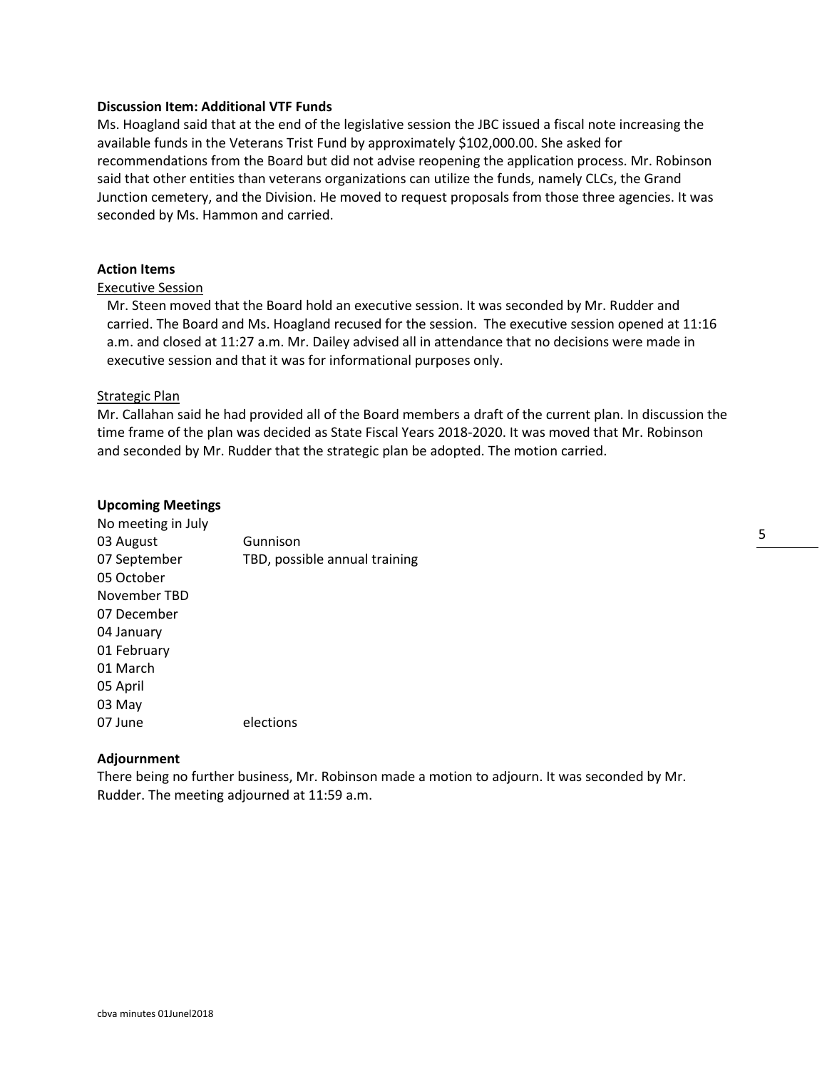**Discussion Item: Additional VTF Funds**

Ms. Hoagland said that at the end of the legislative session the JBC issued a fiscal note increasing the available funds in the Veterans Trist Fund by approximately $102,000.00. She asked for recommendations from the Board but did not advise reopening the application process. Mr. Robinson said that other entities than veterans organizations can utilize the funds, namely CLCs, the Grand Junction cemetery, and the Division. He moved to request proposals from those three agencies. It was seconded by Ms. Hammon and carried.

**Action Items**

Executive Session

Mr. Steen moved that the Board hold an executive session. It was seconded by Mr. Rudder and carried. The Board and Ms. Hoagland recused for the session. The executive session opened at 11:16 a.m. and closed at 11:27 a.m. Mr. Dailey advised all in attendance that no decisions were made in executive session and that it was for informational purposes only.

Strategic Plan

Mr. Callahan said he had provided all of the Board members a draft of the current plan. In discussion the time frame of the plan was decided as State Fiscal Years 2018-2020. It was moved that Mr. Robinson and seconded by Mr. Rudder that the strategic plan be adopted. The motion carried.

**Upcoming Meetings**

| | |
|---|---|
| No meeting in July | |
| 03 August | Gunnison |
| 07 September | TBD, possible annual training |
| 05 October | |
| November TBD | |
| 07 December | |
| 04 January | |
| 01 February | |
| 01 March | |
| 05 April | |
| 03 May | |
| 07 June | elections |

**Adjournment**

There being no further business, Mr. Robinson made a motion to adjourn. It was seconded by Mr. Rudder. The meeting adjourned at 11:59 a.m.